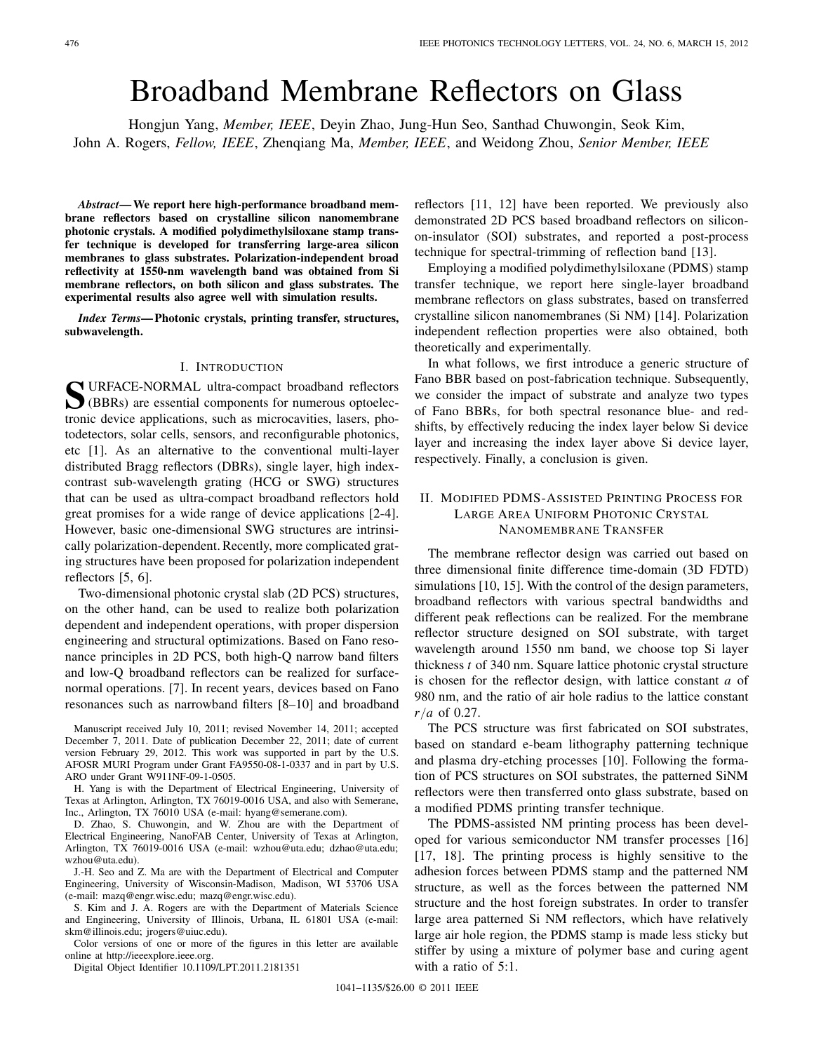# Broadband Membrane Reflectors on Glass

Hongjun Yang, *Member, IEEE*, Deyin Zhao, Jung-Hun Seo, Santhad Chuwongin, Seok Kim, John A. Rogers, *Fellow, IEEE*, Zhenqiang Ma, *Member, IEEE*, and Weidong Zhou, *Senior Member, IEEE*

***Abstract*— We report here high-performance broadband membrane reflectors based on crystalline silicon nanomembrane photonic crystals. A modified polydimethylsiloxane stamp transfer technique is developed for transferring large-area silicon membranes to glass substrates. Polarization-independent broad reflectivity at 1550-nm wavelength band was obtained from Si membrane reflectors, on both silicon and glass substrates. The experimental results also agree well with simulation results.**

***Index Terms*— Photonic crystals, printing transfer, structures, subwavelength.**

## I. Introduction

SURFACE-NORMAL ultra-compact broadband reflectors (BBRs) are essential components for numerous optoelectronic device applications, such as microcavities, lasers, photodetectors, solar cells, sensors, and reconfigurable photonics, etc [1]. As an alternative to the conventional multi-layer distributed Bragg reflectors (DBRs), single layer, high index-contrast sub-wavelength grating (HCG or SWG) structures that can be used as ultra-compact broadband reflectors hold great promises for a wide range of device applications [2-4]. However, basic one-dimensional SWG structures are intrinsically polarization-dependent. Recently, more complicated grating structures have been proposed for polarization independent reflectors [5, 6].

Two-dimensional photonic crystal slab (2D PCS) structures, on the other hand, can be used to realize both polarization dependent and independent operations, with proper dispersion engineering and structural optimizations. Based on Fano resonance principles in 2D PCS, both high-Q narrow band filters and low-Q broadband reflectors can be realized for surface-normal operations. [7]. In recent years, devices based on Fano resonances such as narrowband filters [8–10] and broadband reflectors [11, 12] have been reported. We previously also demonstrated 2D PCS based broadband reflectors on silicon-on-insulator (SOI) substrates, and reported a post-process technique for spectral-trimming of reflection band [13].

Employing a modified polydimethylsiloxane (PDMS) stamp transfer technique, we report here single-layer broadband membrane reflectors on glass substrates, based on transferred crystalline silicon nanomembranes (Si NM) [14]. Polarization independent reflection properties were also obtained, both theoretically and experimentally.

In what follows, we first introduce a generic structure of Fano BBR based on post-fabrication technique. Subsequently, we consider the impact of substrate and analyze two types of Fano BBRs, for both spectral resonance blue- and red-shifts, by effectively reducing the index layer below Si device layer and increasing the index layer above Si device layer, respectively. Finally, a conclusion is given.

## II. Modified PDMS-Assisted Printing Process for Large Area Uniform Photonic Crystal Nanomembrane Transfer

The membrane reflector design was carried out based on three dimensional finite difference time-domain (3D FDTD) simulations [10, 15]. With the control of the design parameters, broadband reflectors with various spectral bandwidths and different peak reflections can be realized. For the membrane reflector structure designed on SOI substrate, with target wavelength around 1550 nm band, we choose top Si layer thickness $t$ of 340 nm. Square lattice photonic crystal structure is chosen for the reflector design, with lattice constant $a$ of 980 nm, and the ratio of air hole radius to the lattice constant $r/a$ of 0.27.

The PCS structure was first fabricated on SOI substrates, based on standard e-beam lithography patterning technique and plasma dry-etching processes [10]. Following the formation of PCS structures on SOI substrates, the patterned SiNM reflectors were then transferred onto glass substrate, based on a modified PDMS printing transfer technique.

The PDMS-assisted NM printing process has been developed for various semiconductor NM transfer processes [16] [17, 18]. The printing process is highly sensitive to the adhesion forces between PDMS stamp and the patterned NM structure, as well as the forces between the patterned NM structure and the host foreign substrates. In order to transfer large area patterned Si NM reflectors, which have relatively large air hole region, the PDMS stamp is made less sticky but stiffer by using a mixture of polymer base and curing agent with a ratio of 5:1.

Manuscript received July 10, 2011; revised November 14, 2011; accepted December 7, 2011. Date of publication December 22, 2011; date of current version February 29, 2012. This work was supported in part by the U.S. AFOSR MURI Program under Grant FA9550-08-1-0337 and in part by U.S. ARO under Grant W911NF-09-1-0505.

H. Yang is with the Department of Electrical Engineering, University of Texas at Arlington, Arlington, TX 76019-0016 USA, and also with Semerane, Inc., Arlington, TX 76010 USA (e-mail: hyang@semerane.com).

D. Zhao, S. Chuwongin, and W. Zhou are with the Department of Electrical Engineering, NanoFAB Center, University of Texas at Arlington, Arlington, TX 76019-0016 USA (e-mail: wzhou@uta.edu; dzhao@uta.edu; wzhou@uta.edu).

J.-H. Seo and Z. Ma are with the Department of Electrical and Computer Engineering, University of Wisconsin-Madison, Madison, WI 53706 USA (e-mail: mazq@engr.wisc.edu; mazq@engr.wisc.edu).

S. Kim and J. A. Rogers are with the Department of Materials Science and Engineering, University of Illinois, Urbana, IL 61801 USA (e-mail: skm@illinois.edu; jrogers@uiuc.edu).

Color versions of one or more of the figures in this letter are available online at http://ieeexplore.ieee.org.

Digital Object Identifier 10.1109/LPT.2011.2181351

1041–1135/$26.00 © 2011 IEEE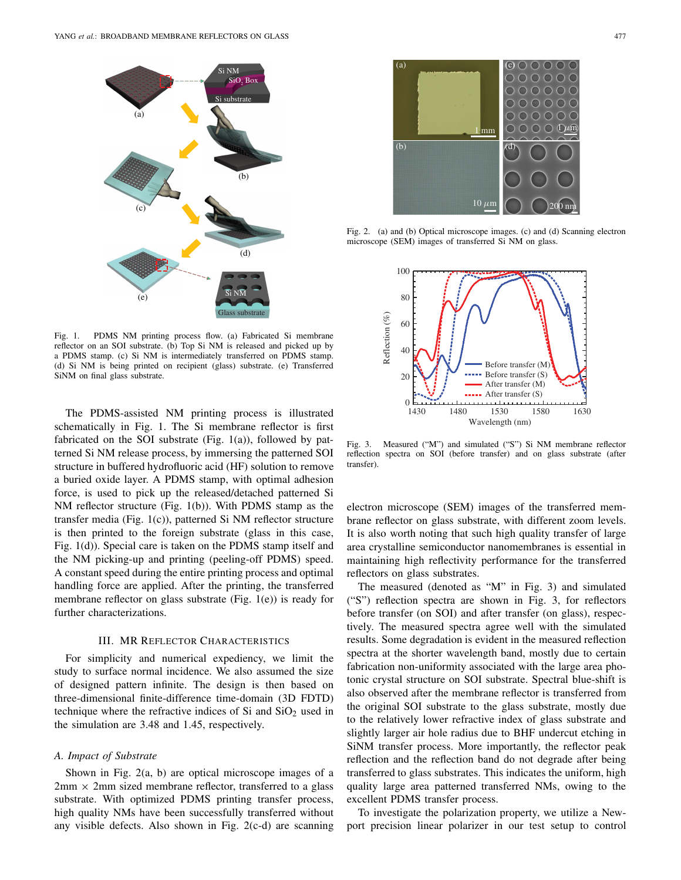Fig. 1. PDMS NM printing process flow. (a) Fabricated Si membrane reflector on an SOI substrate. (b) Top Si NM is released and picked up by a PDMS stamp. (c) Si NM is intermediately transferred on PDMS stamp. (d) Si NM is being printed on recipient (glass) substrate. (e) Transferred SiNM on final glass substrate.

The PDMS-assisted NM printing process is illustrated schematically in Fig. 1. The Si membrane reflector is first fabricated on the SOI substrate (Fig. 1(a)), followed by patterned Si NM release process, by immersing the patterned SOI structure in buffered hydrofluoric acid (HF) solution to remove a buried oxide layer. A PDMS stamp, with optimal adhesion force, is used to pick up the released/detached patterned Si NM reflector structure (Fig. 1(b)). With PDMS stamp as the transfer media (Fig. 1(c)), patterned Si NM reflector structure is then printed to the foreign substrate (glass in this case, Fig. 1(d)). Special care is taken on the PDMS stamp itself and the NM picking-up and printing (peeling-off PDMS) speed. A constant speed during the entire printing process and optimal handling force are applied. After the printing, the transferred membrane reflector on glass substrate (Fig. 1(e)) is ready for further characterizations.

## III. MR Reflector Characteristics

For simplicity and numerical expediency, we limit the study to surface normal incidence. We also assumed the size of designed pattern infinite. The design is then based on three-dimensional finite-difference time-domain (3D FDTD) technique where the refractive indices of Si and $SiO_2$ used in the simulation are 3.48 and 1.45, respectively.

### *A. Impact of Substrate*

Shown in Fig. 2(a, b) are optical microscope images of a 2mm $\times$ 2mm sized membrane reflector, transferred to a glass substrate. With optimized PDMS printing transfer process, high quality NMs have been successfully transferred without any visible defects. Also shown in Fig. 2(c-d) are scanning electron microscope (SEM) images of the transferred membrane reflector on glass substrate, with different zoom levels. It is also worth noting that such high quality transfer of large area crystalline semiconductor nanomembranes is essential in maintaining high reflectivity performance for the transferred reflectors on glass substrates.

Fig. 2. (a) and (b) Optical microscope images. (c) and (d) Scanning electron microscope (SEM) images of transferred Si NM on glass.

Fig. 3. Measured ("M") and simulated ("S") Si NM membrane reflector reflection spectra on SOI (before transfer) and on glass substrate (after transfer).

The measured (denoted as "M" in Fig. 3) and simulated ("S") reflection spectra are shown in Fig. 3, for reflectors before transfer (on SOI) and after transfer (on glass), respectively. The measured spectra agree well with the simulated results. Some degradation is evident in the measured reflection spectra at the shorter wavelength band, mostly due to certain fabrication non-uniformity associated with the large area photonic crystal structure on SOI substrate. Spectral blue-shift is also observed after the membrane reflector is transferred from the original SOI substrate to the glass substrate, mostly due to the relatively lower refractive index of glass substrate and slightly larger air hole radius due to BHF undercut etching in SiNM transfer process. More importantly, the reflector peak reflection and the reflection band do not degrade after being transferred to glass substrates. This indicates the uniform, high quality large area patterned transferred NMs, owing to the excellent PDMS transfer process.

To investigate the polarization property, we utilize a Newport precision linear polarizer in our test setup to control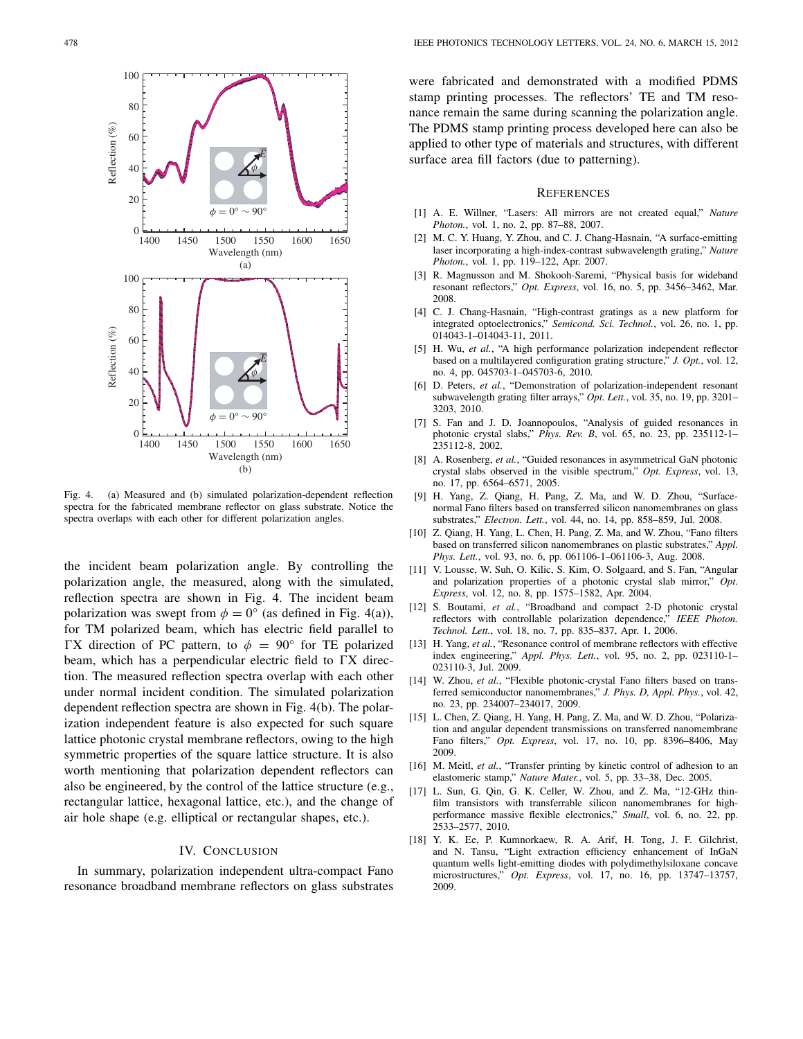Reflection (%)
100
80
60
40
20
0
1400 1450 1500 1550 1600 1650
Wavelength (nm)
$E$
$\phi$
$\phi = 0° \sim 90°$
(a)

Reflection (%)
100
80
60
40
20
0
1400 1450 1500 1550 1600 1650
Wavelength (nm)
$E$
$\phi$
$\phi = 0° \sim 90°$
(b)

Fig. 4. (a) Measured and (b) simulated polarization-dependent reflection spectra for the fabricated membrane reflector on glass substrate. Notice the spectra overlaps with each other for different polarization angles.

the incident beam polarization angle. By controlling the polarization angle, the measured, along with the simulated, reflection spectra are shown in Fig. 4. The incident beam polarization was swept from $\phi = 0°$ (as defined in Fig. 4(a)), for TM polarized beam, which has electric field parallel to ΓX direction of PC pattern, to $\phi = 90°$ for TE polarized beam, which has a perpendicular electric field to ΓX direction. The measured reflection spectra overlap with each other under normal incident condition. The simulated polarization dependent reflection spectra are shown in Fig. 4(b). The polarization independent feature is also expected for such square lattice photonic crystal membrane reflectors, owing to the high symmetric properties of the square lattice structure. It is also worth mentioning that polarization dependent reflectors can also be engineered, by the control of the lattice structure (e.g., rectangular lattice, hexagonal lattice, etc.), and the change of air hole shape (e.g. elliptical or rectangular shapes, etc.).

## IV. Conclusion

In summary, polarization independent ultra-compact Fano resonance broadband membrane reflectors on glass substrates were fabricated and demonstrated with a modified PDMS stamp printing processes. The reflectors' TE and TM resonance remain the same during scanning the polarization angle. The PDMS stamp printing process developed here can also be applied to other type of materials and structures, with different surface area fill factors (due to patterning).

## References

[1] A. E. Willner, "Lasers: All mirrors are not created equal," *Nature Photon.*, vol. 1, no. 2, pp. 87–88, 2007.

[2] M. C. Y. Huang, Y. Zhou, and C. J. Chang-Hasnain, "A surface-emitting laser incorporating a high-index-contrast subwavelength grating," *Nature Photon.*, vol. 1, pp. 119–122, Apr. 2007.

[3] R. Magnusson and M. Shokooh-Saremi, "Physical basis for wideband resonant reflectors," *Opt. Express*, vol. 16, no. 5, pp. 3456–3462, Mar. 2008.

[4] C. J. Chang-Hasnain, "High-contrast gratings as a new platform for integrated optoelectronics," *Semicond. Sci. Technol.*, vol. 26, no. 1, pp. 014043-1–014043-11, 2011.

[5] H. Wu, *et al.*, "A high performance polarization independent reflector based on a multilayered configuration grating structure," *J. Opt.*, vol. 12, no. 4, pp. 045703-1–045703-6, 2010.

[6] D. Peters, *et al.*, "Demonstration of polarization-independent resonant subwavelength grating filter arrays," *Opt. Lett.*, vol. 35, no. 19, pp. 3201–3203, 2010.

[7] S. Fan and J. D. Joannopoulos, "Analysis of guided resonances in photonic crystal slabs," *Phys. Rev. B*, vol. 65, no. 23, pp. 235112-1–235112-8, 2002.

[8] A. Rosenberg, *et al.*, "Guided resonances in asymmetrical GaN photonic crystal slabs observed in the visible spectrum," *Opt. Express*, vol. 13, no. 17, pp. 6564–6571, 2005.

[9] H. Yang, Z. Qiang, H. Pang, Z. Ma, and W. D. Zhou, "Surface-normal Fano filters based on transferred silicon nanomembranes on glass substrates," *Electron. Lett.*, vol. 44, no. 14, pp. 858–859, Jul. 2008.

[10] Z. Qiang, H. Yang, L. Chen, H. Pang, Z. Ma, and W. Zhou, "Fano filters based on transferred silicon nanomembranes on plastic substrates," *Appl. Phys. Lett.*, vol. 93, no. 6, pp. 061106-1–061106-3, Aug. 2008.

[11] V. Lousse, W. Suh, O. Kilic, S. Kim, O. Solgaard, and S. Fan, "Angular and polarization properties of a photonic crystal slab mirror," *Opt. Express*, vol. 12, no. 8, pp. 1575–1582, Apr. 2004.

[12] S. Boutami, *et al.*, "Broadband and compact 2-D photonic crystal reflectors with controllable polarization dependence," *IEEE Photon. Technol. Lett.*, vol. 18, no. 7, pp. 835–837, Apr. 1, 2006.

[13] H. Yang, *et al.*, "Resonance control of membrane reflectors with effective index engineering," *Appl. Phys. Lett.*, vol. 95, no. 2, pp. 023110-1–023110-3, Jul. 2009.

[14] W. Zhou, *et al.*, "Flexible photonic-crystal Fano filters based on transferred semiconductor nanomembranes," *J. Phys. D, Appl. Phys.*, vol. 42, no. 23, pp. 234007–234017, 2009.

[15] L. Chen, Z. Qiang, H. Yang, H. Pang, Z. Ma, and W. D. Zhou, "Polarization and angular dependent transmissions on transferred nanomembrane Fano filters," *Opt. Express*, vol. 17, no. 10, pp. 8396–8406, May 2009.

[16] M. Meitl, *et al.*, "Transfer printing by kinetic control of adhesion to an elastomeric stamp," *Nature Mater.*, vol. 5, pp. 33–38, Dec. 2005.

[17] L. Sun, G. Qin, G. K. Celler, W. Zhou, and Z. Ma, "12-GHz thin-film transistors with transferrable silicon nanomembranes for high-performance massive flexible electronics," *Small*, vol. 6, no. 22, pp. 2533–2577, 2010.

[18] Y. K. Ee, P. Kumnorkaew, R. A. Arif, H. Tong, J. F. Gilchrist, and N. Tansu, "Light extraction efficiency enhancement of InGaN quantum wells light-emitting diodes with polydimethylsiloxane concave microstructures," *Opt. Express*, vol. 17, no. 16, pp. 13747–13757, 2009.